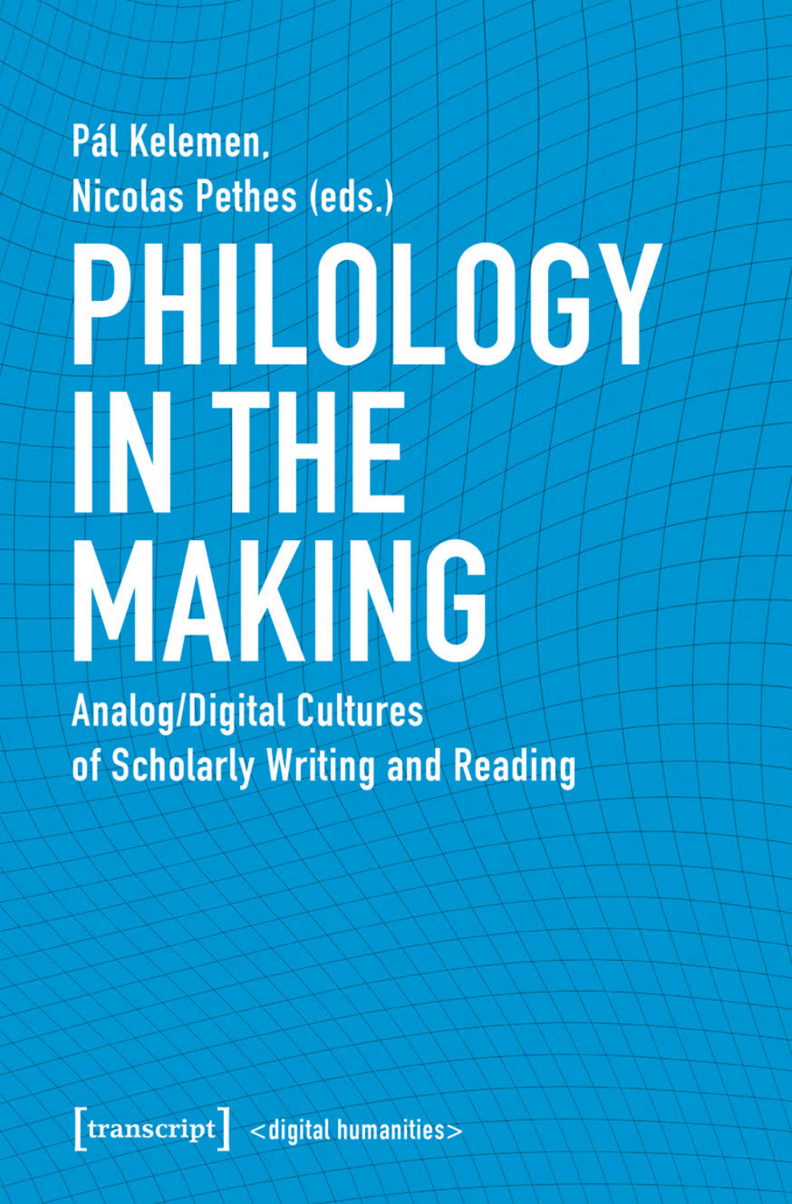Pál Kelemen,
Nicolas Pethes (eds.)

# PHILOLOGY IN THE MAKING

## Analog/Digital Cultures of Scholarly Writing and Reading

[transcript] <digital humanities>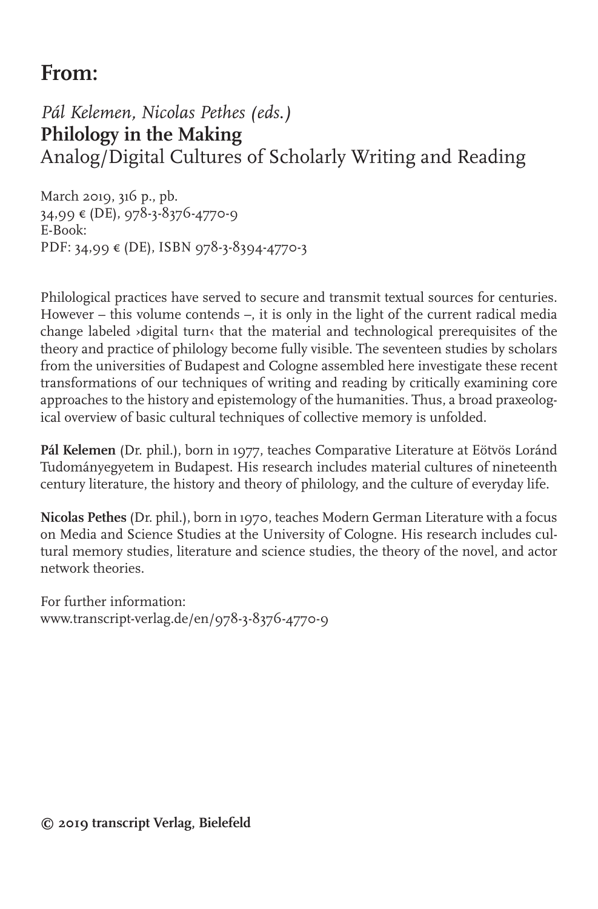# From:

*Pál Kelemen, Nicolas Pethes (eds.)*
**Philology in the Making**
Analog/Digital Cultures of Scholarly Writing and Reading

March 2019, 316 p., pb.
34,99 € (DE), 978-3-8376-4770-9
E-Book:
PDF: 34,99 € (DE), ISBN 978-3-8394-4770-3

Philological practices have served to secure and transmit textual sources for centuries. However – this volume contends –, it is only in the light of the current radical media change labeled ›digital turn‹ that the material and technological prerequisites of the theory and practice of philology become fully visible. The seventeen studies by scholars from the universities of Budapest and Cologne assembled here investigate these recent transformations of our techniques of writing and reading by critically examining core approaches to the history and epistemology of the humanities. Thus, a broad praxeological overview of basic cultural techniques of collective memory is unfolded.

**Pál Kelemen** (Dr. phil.), born in 1977, teaches Comparative Literature at Eötvös Loránd Tudományegyetem in Budapest. His research includes material cultures of nineteenth century literature, the history and theory of philology, and the culture of everyday life.

**Nicolas Pethes** (Dr. phil.), born in 1970, teaches Modern German Literature with a focus on Media and Science Studies at the University of Cologne. His research includes cultural memory studies, literature and science studies, the theory of the novel, and actor network theories.

For further information:
www.transcript-verlag.de/en/978-3-8376-4770-9

**© 2019 transcript Verlag, Bielefeld**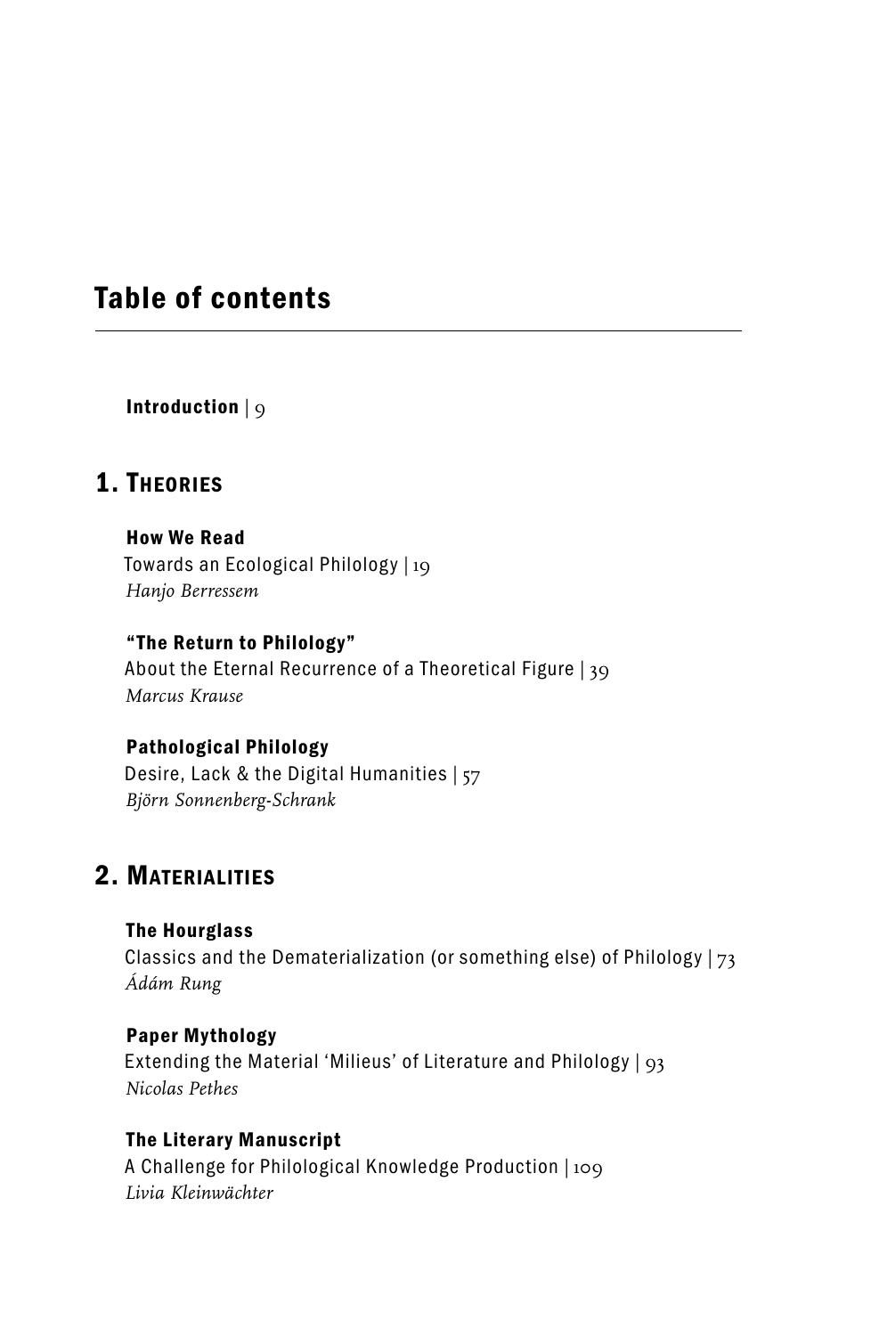# Table of contents

**Introduction** | 9

## 1. Theories

**How We Read**
Towards an Ecological Philology | 19
*Hanjo Berressem*

**"The Return to Philology"**
About the Eternal Recurrence of a Theoretical Figure | 39
*Marcus Krause*

**Pathological Philology**
Desire, Lack & the Digital Humanities | 57
*Björn Sonnenberg-Schrank*

## 2. Materialities

**The Hourglass**
Classics and the Dematerialization (or something else) of Philology | 73
*Ádám Rung*

**Paper Mythology**
Extending the Material 'Milieus' of Literature and Philology | 93
*Nicolas Pethes*

**The Literary Manuscript**
A Challenge for Philological Knowledge Production | 109
*Livia Kleinwächter*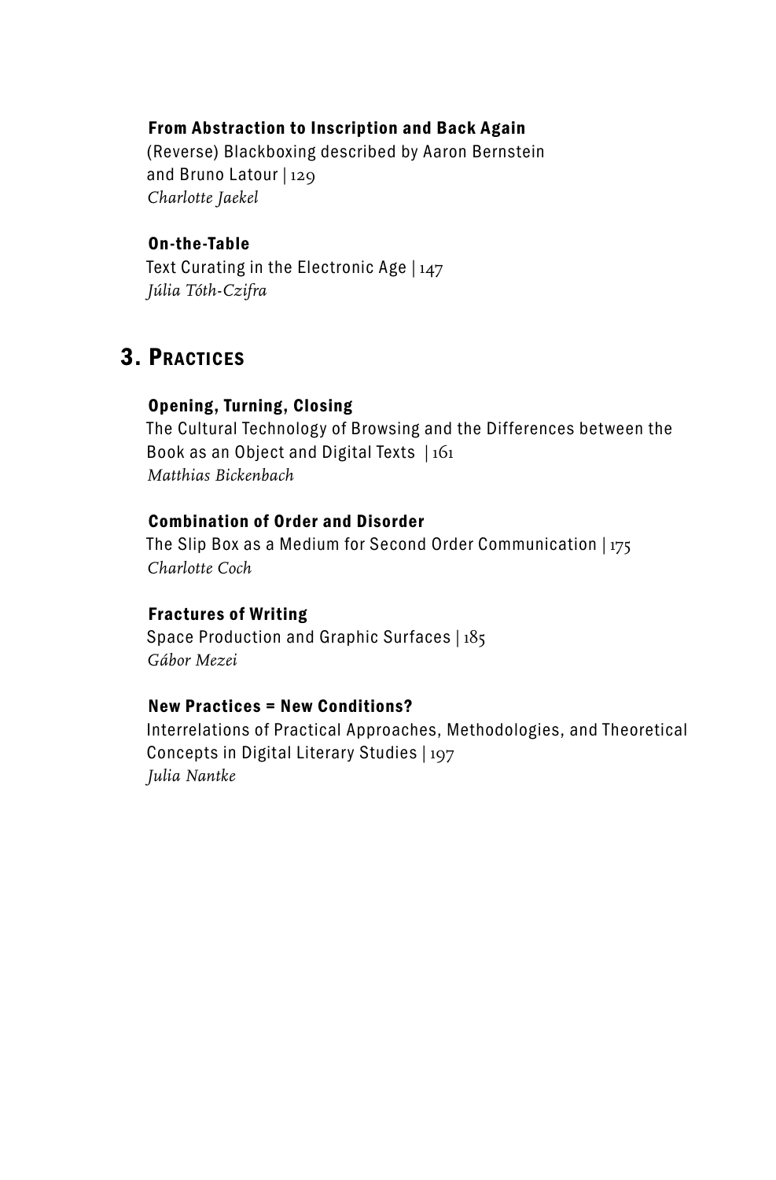**From Abstraction to Inscription and Back Again**
(Reverse) Blackboxing described by Aaron Bernstein and Bruno Latour | 129
*Charlotte Jaekel*

**On-the-Table**
Text Curating in the Electronic Age | 147
*Júlia Tóth-Czifra*

## 3. Practices

**Opening, Turning, Closing**
The Cultural Technology of Browsing and the Differences between the Book as an Object and Digital Texts | 161
*Matthias Bickenbach*

**Combination of Order and Disorder**
The Slip Box as a Medium for Second Order Communication | 175
*Charlotte Coch*

**Fractures of Writing**
Space Production and Graphic Surfaces | 185
*Gábor Mezei*

**New Practices = New Conditions?**
Interrelations of Practical Approaches, Methodologies, and Theoretical Concepts in Digital Literary Studies | 197
*Julia Nantke*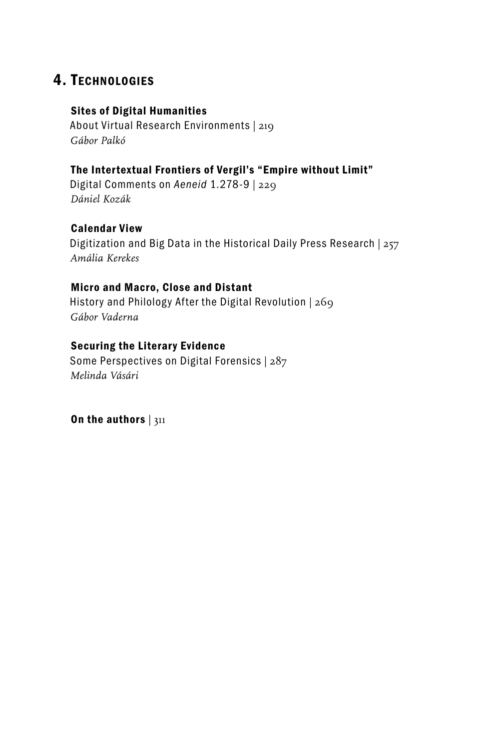## 4. Technologies

**Sites of Digital Humanities**
About Virtual Research Environments | 219
*Gábor Palkó*

**The Intertextual Frontiers of Vergil's "Empire without Limit"**
Digital Comments on *Aeneid* 1.278-9 | 229
*Dániel Kozák*

**Calendar View**
Digitization and Big Data in the Historical Daily Press Research | 257
*Amália Kerekes*

**Micro and Macro, Close and Distant**
History and Philology After the Digital Revolution | 269
*Gábor Vaderna*

**Securing the Literary Evidence**
Some Perspectives on Digital Forensics | 287
*Melinda Vásári*

**On the authors** | 311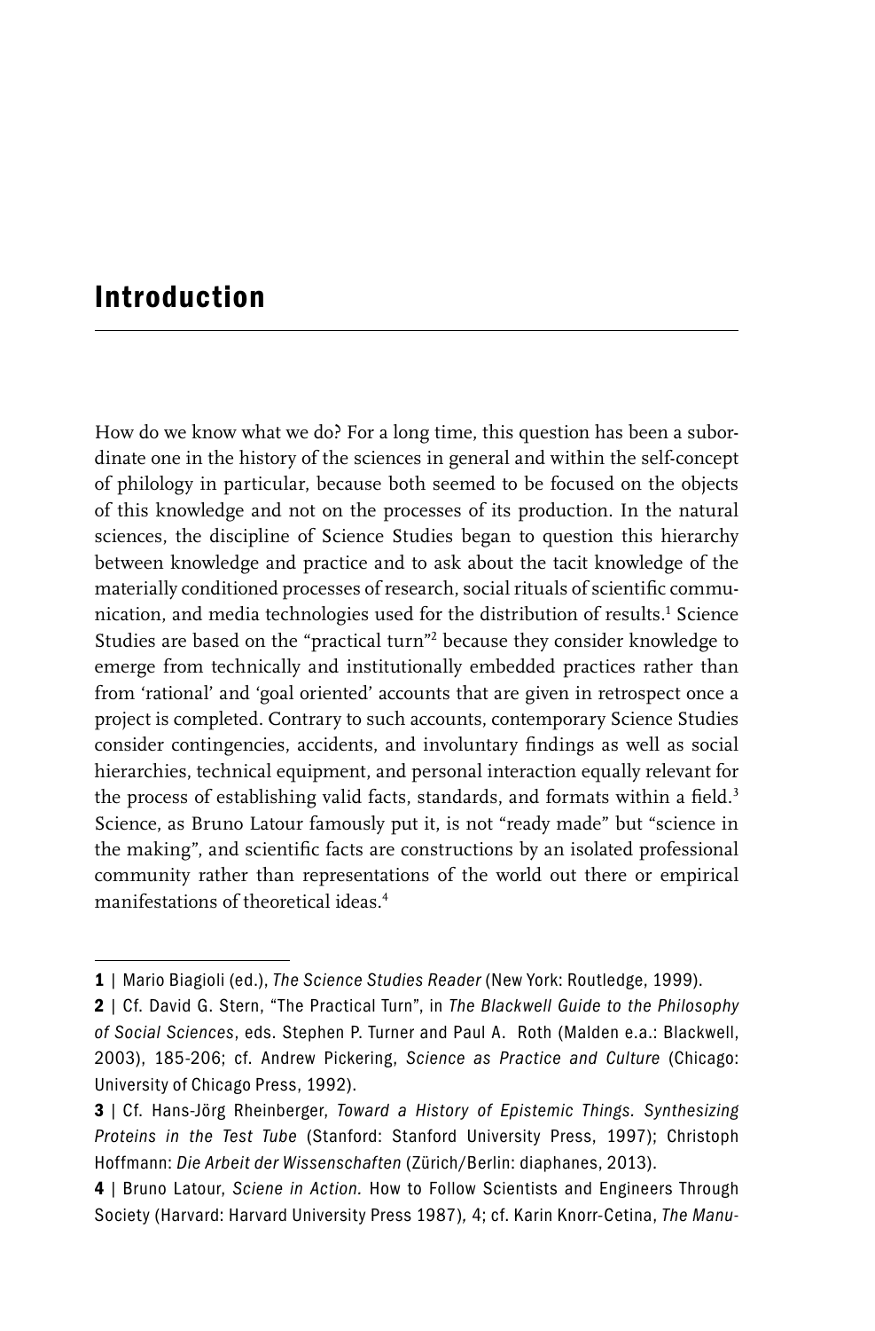# Introduction

How do we know what we do? For a long time, this question has been a subordinate one in the history of the sciences in general and within the self-concept of philology in particular, because both seemed to be focused on the objects of this knowledge and not on the processes of its production. In the natural sciences, the discipline of Science Studies began to question this hierarchy between knowledge and practice and to ask about the tacit knowledge of the materially conditioned processes of research, social rituals of scientific communication, and media technologies used for the distribution of results.[1] Science Studies are based on the "practical turn"[2] because they consider knowledge to emerge from technically and institutionally embedded practices rather than from 'rational' and 'goal oriented' accounts that are given in retrospect once a project is completed. Contrary to such accounts, contemporary Science Studies consider contingencies, accidents, and involuntary findings as well as social hierarchies, technical equipment, and personal interaction equally relevant for the process of establishing valid facts, standards, and formats within a field.[3] Science, as Bruno Latour famously put it, is not "ready made" but "science in the making", and scientific facts are constructions by an isolated professional community rather than representations of the world out there or empirical manifestations of theoretical ideas.[4]

---

**1** | Mario Biagioli (ed.), *The Science Studies Reader* (New York: Routledge, 1999).

**2** | Cf. David G. Stern, "The Practical Turn", in *The Blackwell Guide to the Philosophy of Social Sciences*, eds. Stephen P. Turner and Paul A. Roth (Malden e.a.: Blackwell, 2003), 185-206; cf. Andrew Pickering, *Science as Practice and Culture* (Chicago: University of Chicago Press, 1992).

**3** | Cf. Hans-Jörg Rheinberger, *Toward a History of Epistemic Things. Synthesizing Proteins in the Test Tube* (Stanford: Stanford University Press, 1997); Christoph Hoffmann: *Die Arbeit der Wissenschaften* (Zürich/Berlin: diaphanes, 2013).

**4** | Bruno Latour, *Sciene in Action.* How to Follow Scientists and Engineers Through Society (Harvard: Harvard University Press 1987), 4; cf. Karin Knorr-Cetina, *The Manu-*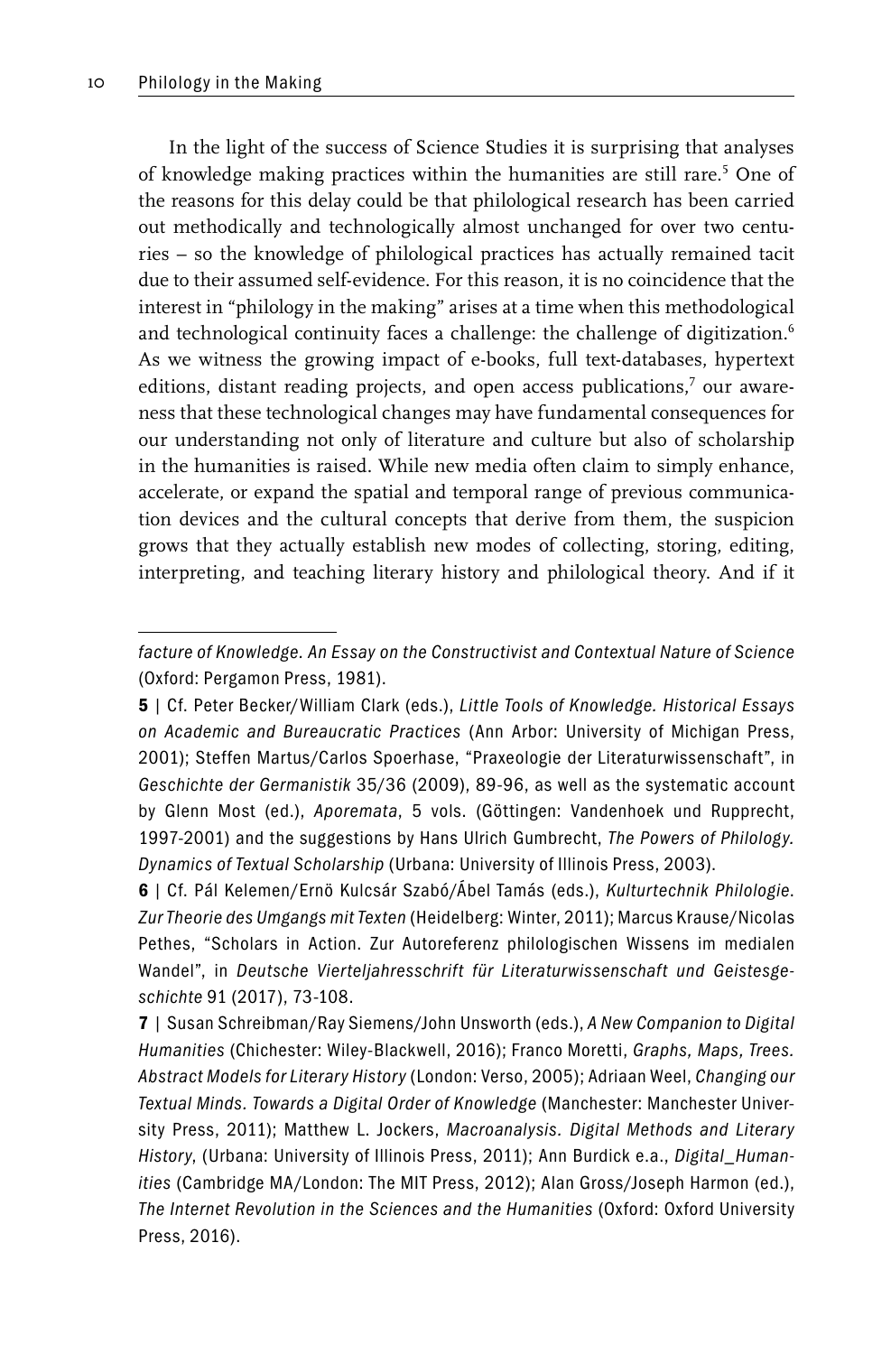In the light of the success of Science Studies it is surprising that analyses of knowledge making practices within the humanities are still rare.[5] One of the reasons for this delay could be that philological research has been carried out methodically and technologically almost unchanged for over two centuries – so the knowledge of philological practices has actually remained tacit due to their assumed self-evidence. For this reason, it is no coincidence that the interest in "philology in the making" arises at a time when this methodological and technological continuity faces a challenge: the challenge of digitization.[6] As we witness the growing impact of e-books, full text-databases, hypertext editions, distant reading projects, and open access publications,[7] our awareness that these technological changes may have fundamental consequences for our understanding not only of literature and culture but also of scholarship in the humanities is raised. While new media often claim to simply enhance, accelerate, or expand the spatial and temporal range of previous communication devices and the cultural concepts that derive from them, the suspicion grows that they actually establish new modes of collecting, storing, editing, interpreting, and teaching literary history and philological theory. And if it

---

*facture of Knowledge. An Essay on the Constructivist and Contextual Nature of Science* (Oxford: Pergamon Press, 1981).

**5** | Cf. Peter Becker/William Clark (eds.), *Little Tools of Knowledge. Historical Essays on Academic and Bureaucratic Practices* (Ann Arbor: University of Michigan Press, 2001); Steffen Martus/Carlos Spoerhase, "Praxeologie der Literaturwissenschaft", in *Geschichte der Germanistik* 35/36 (2009), 89-96, as well as the systematic account by Glenn Most (ed.), *Aporemata*, 5 vols. (Göttingen: Vandenhoek und Rupprecht, 1997-2001) and the suggestions by Hans Ulrich Gumbrecht, *The Powers of Philology. Dynamics of Textual Scholarship* (Urbana: University of Illinois Press, 2003).

**6** | Cf. Pál Kelemen/Ernö Kulcsár Szabó/Ábel Tamás (eds.), *Kulturtechnik Philologie. Zur Theorie des Umgangs mit Texten* (Heidelberg: Winter, 2011); Marcus Krause/Nicolas Pethes, "Scholars in Action. Zur Autoreferenz philologischen Wissens im medialen Wandel", in *Deutsche Vierteljahresschrift für Literaturwissenschaft und Geistesgeschichte* 91 (2017), 73-108.

**7** | Susan Schreibman/Ray Siemens/John Unsworth (eds.), *A New Companion to Digital Humanities* (Chichester: Wiley-Blackwell, 2016); Franco Moretti, *Graphs, Maps, Trees. Abstract Models for Literary History* (London: Verso, 2005); Adriaan Weel, *Changing our Textual Minds. Towards a Digital Order of Knowledge* (Manchester: Manchester University Press, 2011); Matthew L. Jockers, *Macroanalysis. Digital Methods and Literary History*, (Urbana: University of Illinois Press, 2011); Ann Burdick e.a., *Digital_Humanities* (Cambridge MA/London: The MIT Press, 2012); Alan Gross/Joseph Harmon (ed.), *The Internet Revolution in the Sciences and the Humanities* (Oxford: Oxford University Press, 2016).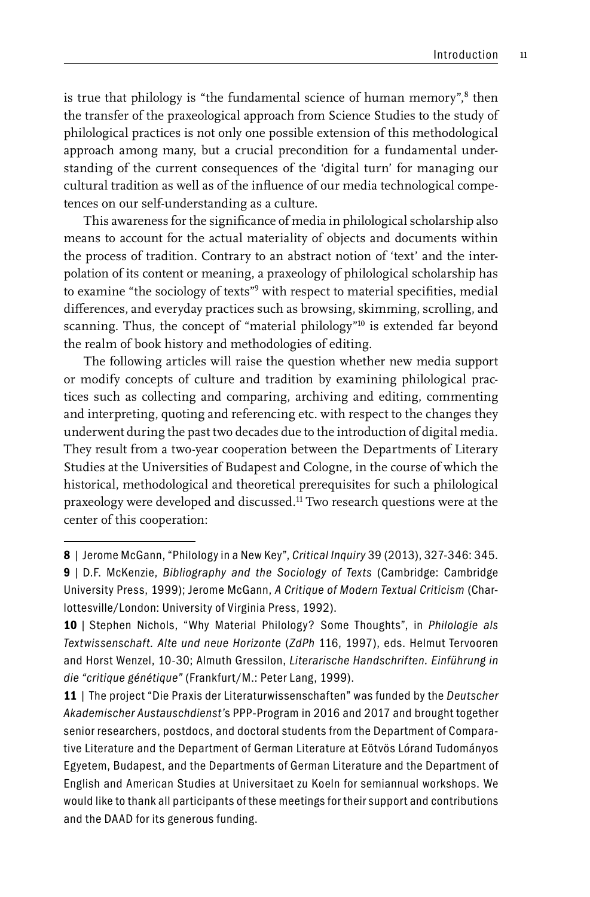is true that philology is "the fundamental science of human memory",[8] then the transfer of the praxeological approach from Science Studies to the study of philological practices is not only one possible extension of this methodological approach among many, but a crucial precondition for a fundamental understanding of the current consequences of the 'digital turn' for managing our cultural tradition as well as of the influence of our media technological competences on our self-understanding as a culture.

This awareness for the significance of media in philological scholarship also means to account for the actual materiality of objects and documents within the process of tradition. Contrary to an abstract notion of 'text' and the interpolation of its content or meaning, a praxeology of philological scholarship has to examine "the sociology of texts"[9] with respect to material specifities, medial differences, and everyday practices such as browsing, skimming, scrolling, and scanning. Thus, the concept of "material philology"[10] is extended far beyond the realm of book history and methodologies of editing.

The following articles will raise the question whether new media support or modify concepts of culture and tradition by examining philological practices such as collecting and comparing, archiving and editing, commenting and interpreting, quoting and referencing etc. with respect to the changes they underwent during the past two decades due to the introduction of digital media. They result from a two-year cooperation between the Departments of Literary Studies at the Universities of Budapest and Cologne, in the course of which the historical, methodological and theoretical prerequisites for such a philological praxeology were developed and discussed.[11] Two research questions were at the center of this cooperation:

---

**8** | Jerome McGann, "Philology in a New Key", *Critical Inquiry* 39 (2013), 327-346: 345.

**9** | D.F. McKenzie, *Bibliography and the Sociology of Texts* (Cambridge: Cambridge University Press, 1999); Jerome McGann, *A Critique of Modern Textual Criticism* (Charlottesville/London: University of Virginia Press, 1992).

**10** | Stephen Nichols, "Why Material Philology? Some Thoughts", in *Philologie als Textwissenschaft. Alte und neue Horizonte* (*ZdPh* 116, 1997), eds. Helmut Tervooren and Horst Wenzel, 10-30; Almuth Gressilon, *Literarische Handschriften. Einführung in die "critique génétique"* (Frankfurt/M.: Peter Lang, 1999).

**11** | The project "Die Praxis der Literaturwissenschaften" was funded by the *Deutscher Akademischer Austauschdienst*'s PPP-Program in 2016 and 2017 and brought together senior researchers, postdocs, and doctoral students from the Department of Comparative Literature and the Department of German Literature at Eötvös Lórand Tudományos Egyetem, Budapest, and the Departments of German Literature and the Department of English and American Studies at Universitaet zu Koeln for semiannual workshops. We would like to thank all participants of these meetings for their support and contributions and the DAAD for its generous funding.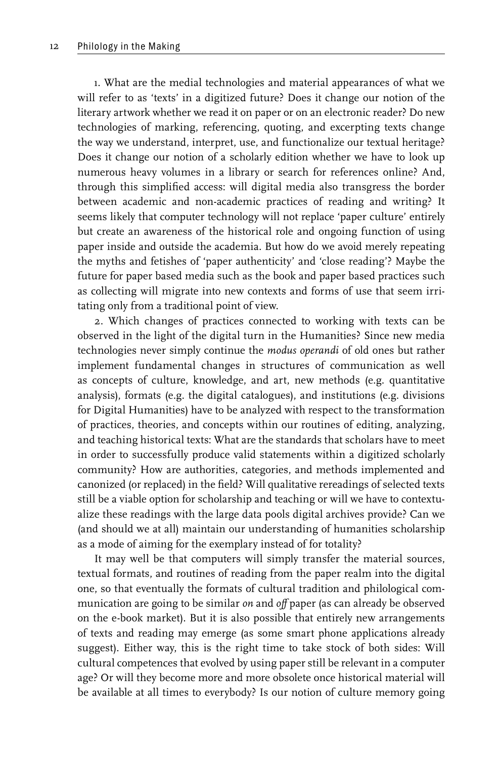1. What are the medial technologies and material appearances of what we will refer to as 'texts' in a digitized future? Does it change our notion of the literary artwork whether we read it on paper or on an electronic reader? Do new technologies of marking, referencing, quoting, and excerpting texts change the way we understand, interpret, use, and functionalize our textual heritage? Does it change our notion of a scholarly edition whether we have to look up numerous heavy volumes in a library or search for references online? And, through this simplified access: will digital media also transgress the border between academic and non-academic practices of reading and writing? It seems likely that computer technology will not replace 'paper culture' entirely but create an awareness of the historical role and ongoing function of using paper inside and outside the academia. But how do we avoid merely repeating the myths and fetishes of 'paper authenticity' and 'close reading'? Maybe the future for paper based media such as the book and paper based practices such as collecting will migrate into new contexts and forms of use that seem irritating only from a traditional point of view.

2. Which changes of practices connected to working with texts can be observed in the light of the digital turn in the Humanities? Since new media technologies never simply continue the *modus operandi* of old ones but rather implement fundamental changes in structures of communication as well as concepts of culture, knowledge, and art, new methods (e.g. quantitative analysis), formats (e.g. the digital catalogues), and institutions (e.g. divisions for Digital Humanities) have to be analyzed with respect to the transformation of practices, theories, and concepts within our routines of editing, analyzing, and teaching historical texts: What are the standards that scholars have to meet in order to successfully produce valid statements within a digitized scholarly community? How are authorities, categories, and methods implemented and canonized (or replaced) in the field? Will qualitative rereadings of selected texts still be a viable option for scholarship and teaching or will we have to contextualize these readings with the large data pools digital archives provide? Can we (and should we at all) maintain our understanding of humanities scholarship as a mode of aiming for the exemplary instead of for totality?

It may well be that computers will simply transfer the material sources, textual formats, and routines of reading from the paper realm into the digital one, so that eventually the formats of cultural tradition and philological communication are going to be similar *on* and *off* paper (as can already be observed on the e-book market). But it is also possible that entirely new arrangements of texts and reading may emerge (as some smart phone applications already suggest). Either way, this is the right time to take stock of both sides: Will cultural competences that evolved by using paper still be relevant in a computer age? Or will they become more and more obsolete once historical material will be available at all times to everybody? Is our notion of culture memory going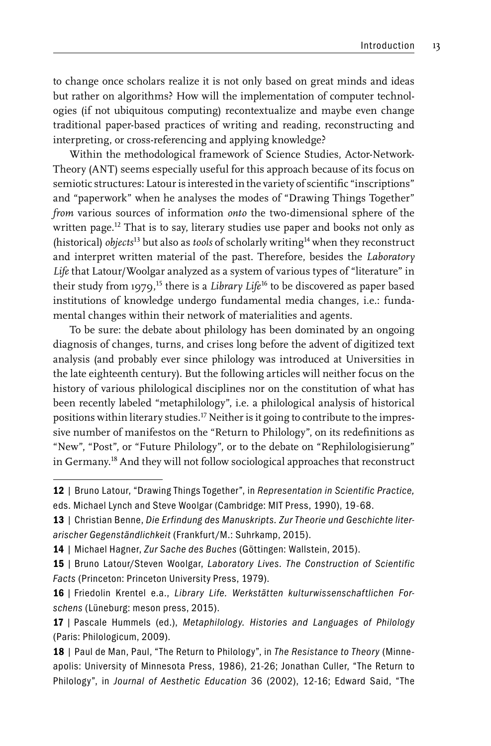to change once scholars realize it is not only based on great minds and ideas but rather on algorithms? How will the implementation of computer technologies (if not ubiquitous computing) recontextualize and maybe even change traditional paper-based practices of writing and reading, reconstructing and interpreting, or cross-referencing and applying knowledge?

Within the methodological framework of Science Studies, Actor-Network-Theory (ANT) seems especially useful for this approach because of its focus on semiotic structures: Latour is interested in the variety of scientific "inscriptions" and "paperwork" when he analyses the modes of "Drawing Things Together" *from* various sources of information *onto* the two-dimensional sphere of the written page.[12] That is to say, literary studies use paper and books not only as (historical) *objects*[13] but also as *tools* of scholarly writing[14] when they reconstruct and interpret written material of the past. Therefore, besides the *Laboratory Life* that Latour/Woolgar analyzed as a system of various types of "literature" in their study from 1979,[15] there is a *Library Life*[16] to be discovered as paper based institutions of knowledge undergo fundamental media changes, i.e.: fundamental changes within their network of materialities and agents.

To be sure: the debate about philology has been dominated by an ongoing diagnosis of changes, turns, and crises long before the advent of digitized text analysis (and probably ever since philology was introduced at Universities in the late eighteenth century). But the following articles will neither focus on the history of various philological disciplines nor on the constitution of what has been recently labeled "metaphilology", i.e. a philological analysis of historical positions within literary studies.[17] Neither is it going to contribute to the impressive number of manifestos on the "Return to Philology", on its redefinitions as "New", "Post", or "Future Philology", or to the debate on "Rephilologisierung" in Germany.[18] And they will not follow sociological approaches that reconstruct

---

**12** | Bruno Latour, "Drawing Things Together", in *Representation in Scientific Practice*, eds. Michael Lynch and Steve Woolgar (Cambridge: MIT Press, 1990), 19-68.

**13** | Christian Benne, *Die Erfindung des Manuskripts. Zur Theorie und Geschichte literarischer Gegenständlichkeit* (Frankfurt/M.: Suhrkamp, 2015).

**14** | Michael Hagner, *Zur Sache des Buches* (Göttingen: Wallstein, 2015).

**15** | Bruno Latour/Steven Woolgar, *Laboratory Lives. The Construction of Scientific Facts* (Princeton: Princeton University Press, 1979).

**16** | Friedolin Krentel e.a., *Library Life. Werkstätten kulturwissenschaftlichen Forschens* (Lüneburg: meson press, 2015).

**17** | Pascale Hummels (ed.), *Metaphilology. Histories and Languages of Philology* (Paris: Philologicum, 2009).

**18** | Paul de Man, Paul, "The Return to Philology", in *The Resistance to Theory* (Minneapolis: University of Minnesota Press, 1986), 21-26; Jonathan Culler, "The Return to Philology", in *Journal of Aesthetic Education* 36 (2002), 12-16; Edward Said, "The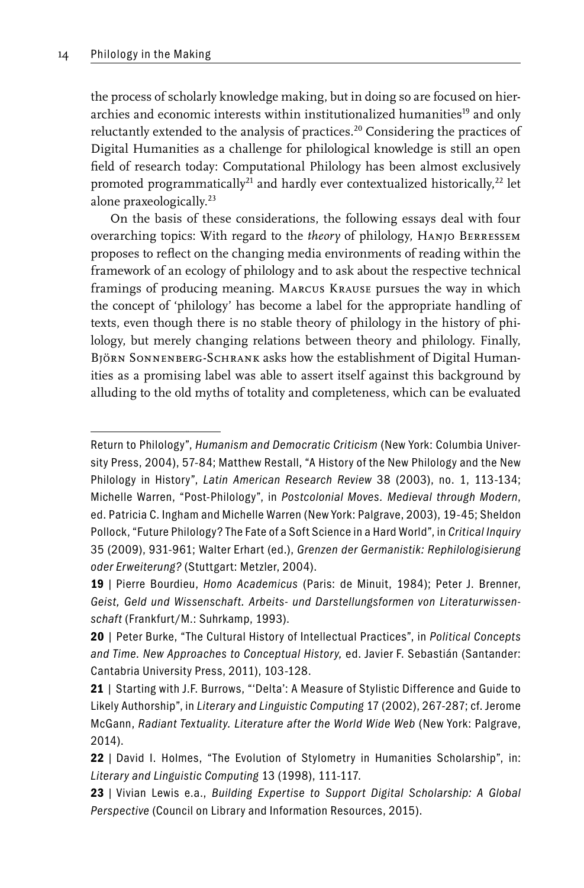the process of scholarly knowledge making, but in doing so are focused on hierarchies and economic interests within institutionalized humanities[19] and only reluctantly extended to the analysis of practices.[20] Considering the practices of Digital Humanities as a challenge for philological knowledge is still an open field of research today: Computational Philology has been almost exclusively promoted programmatically[21] and hardly ever contextualized historically,[22] let alone praxeologically.[23]

On the basis of these considerations, the following essays deal with four overarching topics: With regard to the *theory* of philology, Hanjo Berressem proposes to reflect on the changing media environments of reading within the framework of an ecology of philology and to ask about the respective technical framings of producing meaning. Marcus Krause pursues the way in which the concept of 'philology' has become a label for the appropriate handling of texts, even though there is no stable theory of philology in the history of philology, but merely changing relations between theory and philology. Finally, Björn Sonnenberg-Schrank asks how the establishment of Digital Humanities as a promising label was able to assert itself against this background by alluding to the old myths of totality and completeness, which can be evaluated

---

Return to Philology", *Humanism and Democratic Criticism* (New York: Columbia University Press, 2004), 57-84; Matthew Restall, "A History of the New Philology and the New Philology in History", *Latin American Research Review* 38 (2003), no. 1, 113-134; Michelle Warren, "Post-Philology", in *Postcolonial Moves. Medieval through Modern*, ed. Patricia C. Ingham and Michelle Warren (New York: Palgrave, 2003), 19-45; Sheldon Pollock, "Future Philology? The Fate of a Soft Science in a Hard World", in *Critical Inquiry* 35 (2009), 931-961; Walter Erhart (ed.), *Grenzen der Germanistik: Rephilologisierung oder Erweiterung?* (Stuttgart: Metzler, 2004).

**19** | Pierre Bourdieu, *Homo Academicus* (Paris: de Minuit, 1984); Peter J. Brenner, *Geist, Geld und Wissenschaft. Arbeits- und Darstellungsformen von Literaturwissenschaft* (Frankfurt/M.: Suhrkamp, 1993).

**20** | Peter Burke, "The Cultural History of Intellectual Practices", in *Political Concepts and Time. New Approaches to Conceptual History,* ed. Javier F. Sebastián (Santander: Cantabria University Press, 2011), 103-128.

**21** | Starting with J.F. Burrows, "'Delta': A Measure of Stylistic Difference and Guide to Likely Authorship", in *Literary and Linguistic Computing* 17 (2002), 267-287; cf. Jerome McGann, *Radiant Textuality. Literature after the World Wide Web* (New York: Palgrave, 2014).

**22** | David I. Holmes, "The Evolution of Stylometry in Humanities Scholarship", in: *Literary and Linguistic Computing* 13 (1998), 111-117.

**23** | Vivian Lewis e.a., *Building Expertise to Support Digital Scholarship: A Global Perspective* (Council on Library and Information Resources, 2015).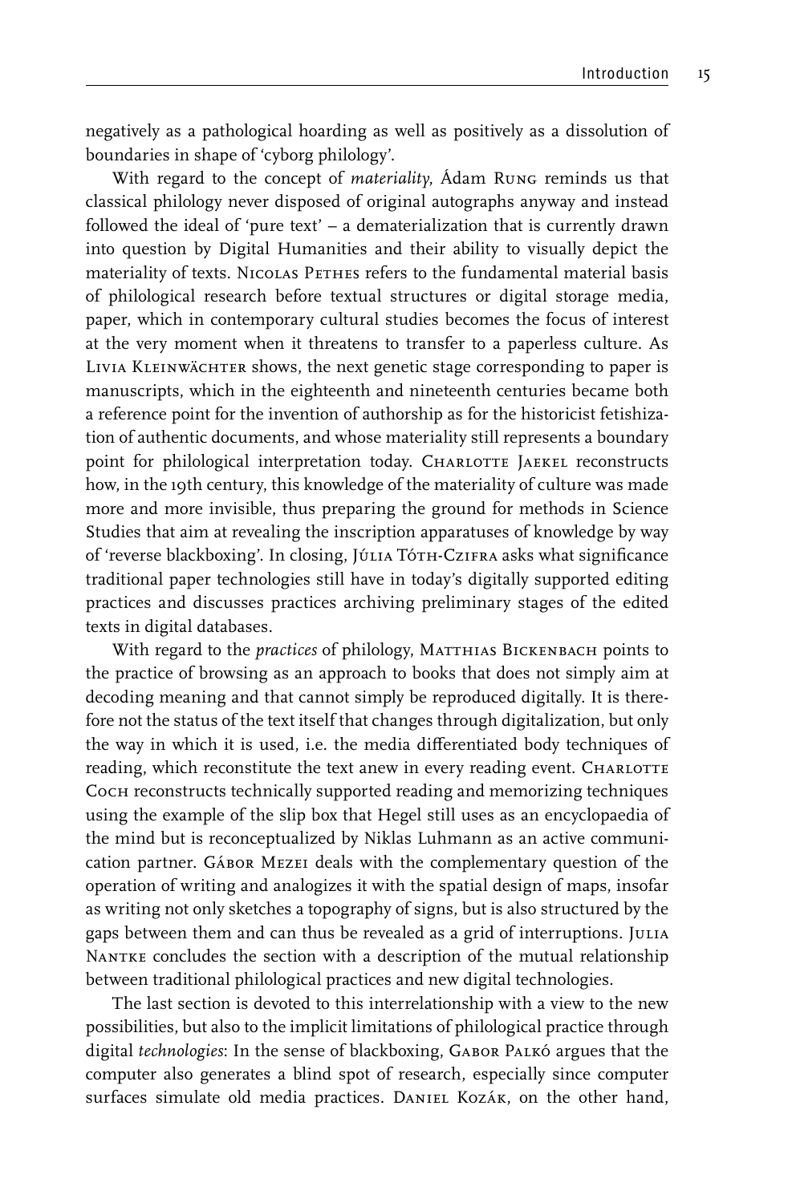negatively as a pathological hoarding as well as positively as a dissolution of boundaries in shape of 'cyborg philology'.

With regard to the concept of *materiality*, Ádam Rung reminds us that classical philology never disposed of original autographs anyway and instead followed the ideal of 'pure text' – a dematerialization that is currently drawn into question by Digital Humanities and their ability to visually depict the materiality of texts. Nicolas Pethes refers to the fundamental material basis of philological research before textual structures or digital storage media, paper, which in contemporary cultural studies becomes the focus of interest at the very moment when it threatens to transfer to a paperless culture. As Livia Kleinwächter shows, the next genetic stage corresponding to paper is manuscripts, which in the eighteenth and nineteenth centuries became both a reference point for the invention of authorship as for the historicist fetishization of authentic documents, and whose materiality still represents a boundary point for philological interpretation today. Charlotte Jaekel reconstructs how, in the 19th century, this knowledge of the materiality of culture was made more and more invisible, thus preparing the ground for methods in Science Studies that aim at revealing the inscription apparatuses of knowledge by way of 'reverse blackboxing'. In closing, Júlia Tóth-Czifra asks what significance traditional paper technologies still have in today's digitally supported editing practices and discusses practices archiving preliminary stages of the edited texts in digital databases.

With regard to the *practices* of philology, Matthias Bickenbach points to the practice of browsing as an approach to books that does not simply aim at decoding meaning and that cannot simply be reproduced digitally. It is therefore not the status of the text itself that changes through digitalization, but only the way in which it is used, i.e. the media differentiated body techniques of reading, which reconstitute the text anew in every reading event. Charlotte Coch reconstructs technically supported reading and memorizing techniques using the example of the slip box that Hegel still uses as an encyclopaedia of the mind but is reconceptualized by Niklas Luhmann as an active communication partner. Gábor Mezei deals with the complementary question of the operation of writing and analogizes it with the spatial design of maps, insofar as writing not only sketches a topography of signs, but is also structured by the gaps between them and can thus be revealed as a grid of interruptions. Julia Nantke concludes the section with a description of the mutual relationship between traditional philological practices and new digital technologies.

The last section is devoted to this interrelationship with a view to the new possibilities, but also to the implicit limitations of philological practice through digital *technologies*: In the sense of blackboxing, Gabor Palkó argues that the computer also generates a blind spot of research, especially since computer surfaces simulate old media practices. Daniel Kozák, on the other hand,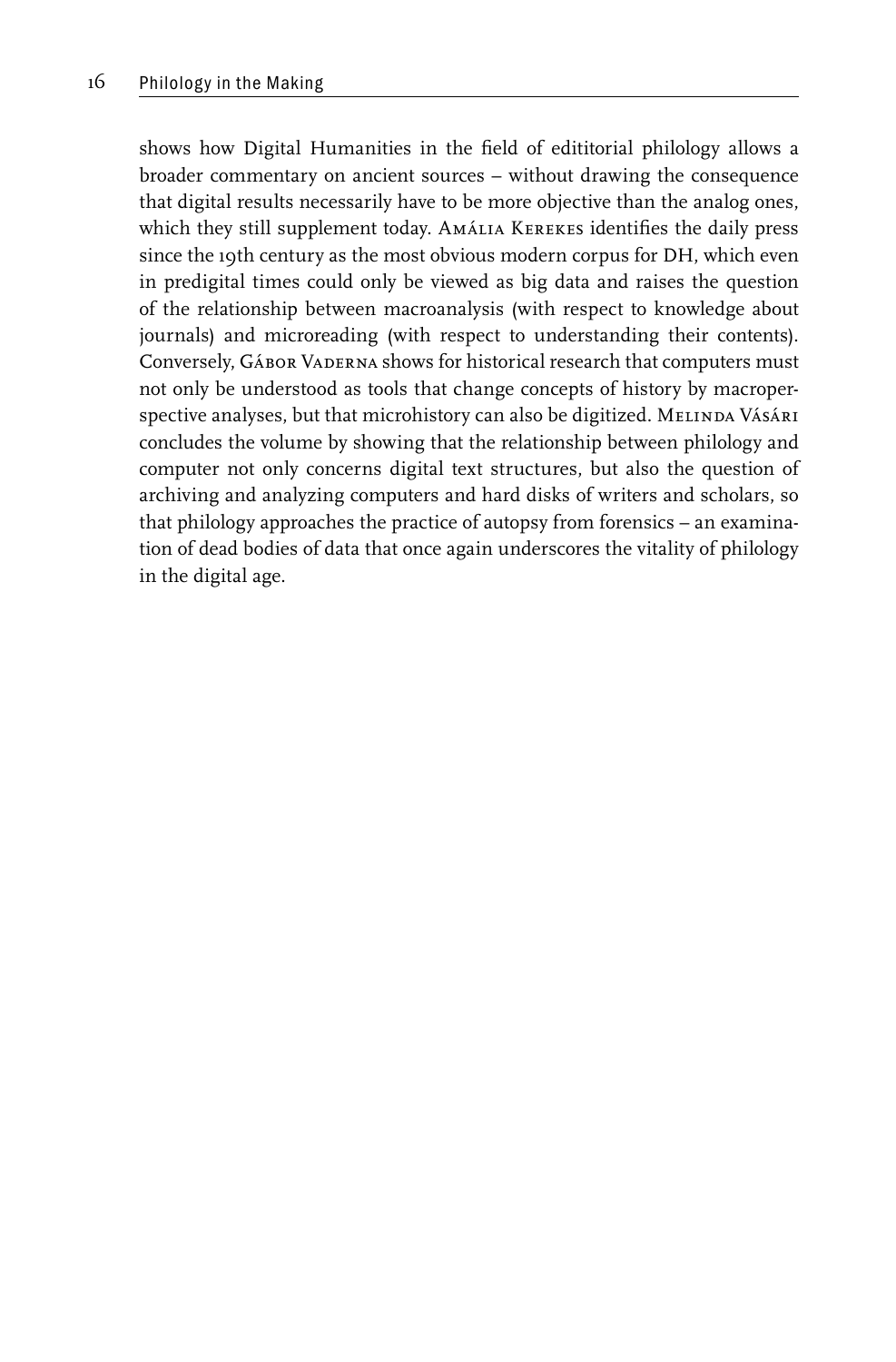shows how Digital Humanities in the field of edititorial philology allows a broader commentary on ancient sources – without drawing the consequence that digital results necessarily have to be more objective than the analog ones, which they still supplement today. Amália Kerekes identifies the daily press since the 19th century as the most obvious modern corpus for DH, which even in predigital times could only be viewed as big data and raises the question of the relationship between macroanalysis (with respect to knowledge about journals) and microreading (with respect to understanding their contents). Conversely, Gábor Vaderna shows for historical research that computers must not only be understood as tools that change concepts of history by macroperspective analyses, but that microhistory can also be digitized. Melinda Vásári concludes the volume by showing that the relationship between philology and computer not only concerns digital text structures, but also the question of archiving and analyzing computers and hard disks of writers and scholars, so that philology approaches the practice of autopsy from forensics – an examination of dead bodies of data that once again underscores the vitality of philology in the digital age.